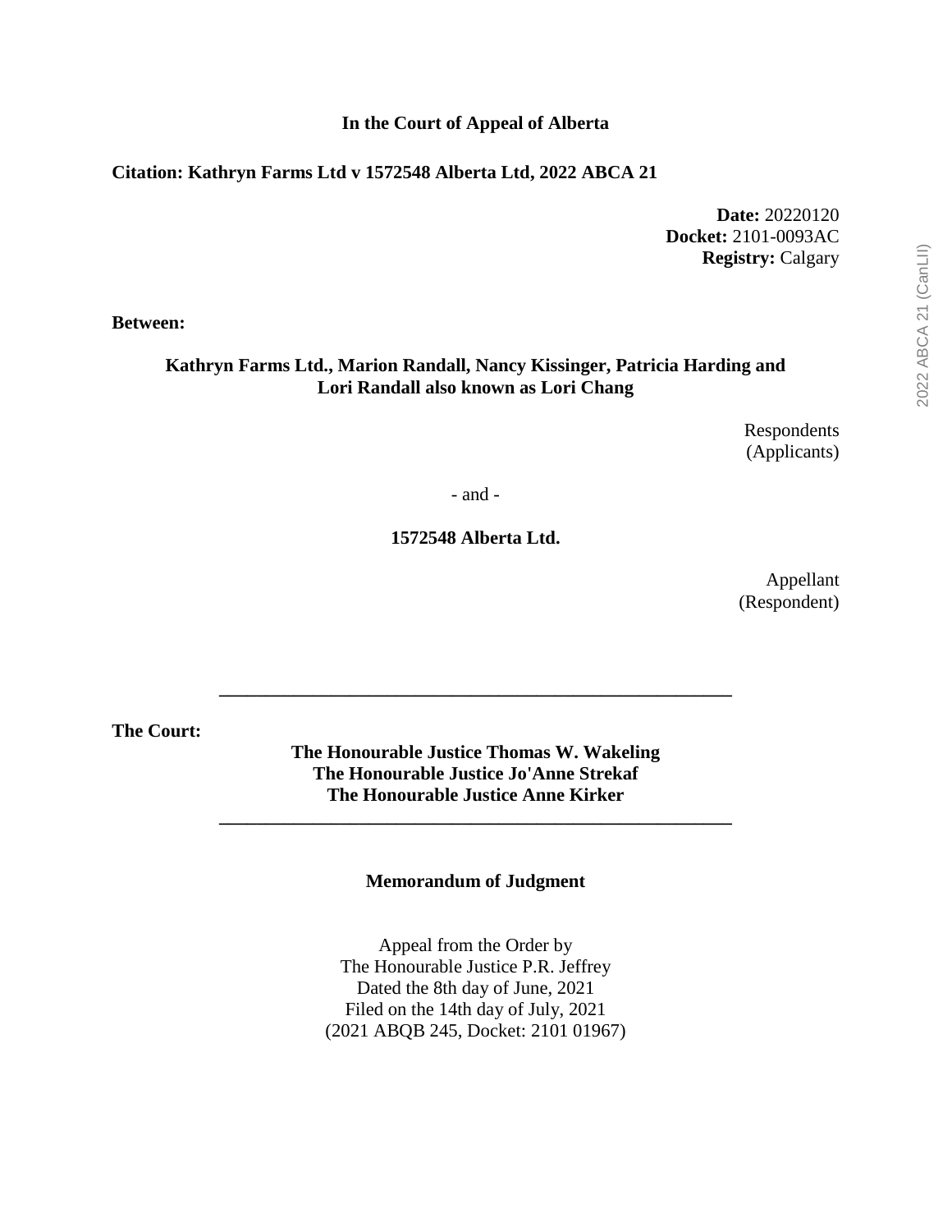**In the Court of Appeal of Alberta**

**Citation: Kathryn Farms Ltd v 1572548 Alberta Ltd, 2022 ABCA 21**

**Date:** 20220120
**Docket:** 2101-0093AC
**Registry:** Calgary

**Between:**

**Kathryn Farms Ltd., Marion Randall, Nancy Kissinger, Patricia Harding and Lori Randall also known as Lori Chang**

Respondents
(Applicants)

\- and -

**1572548 Alberta Ltd.**

Appellant
(Respondent)

---

**The Court:**

**The Honourable Justice Thomas W. Wakeling**
**The Honourable Justice Jo'Anne Strekaf**
**The Honourable Justice Anne Kirker**

---

**Memorandum of Judgment**

Appeal from the Order by
The Honourable Justice P.R. Jeffrey
Dated the 8th day of June, 2021
Filed on the 14th day of July, 2021
(2021 ABQB 245, Docket: 2101 01967)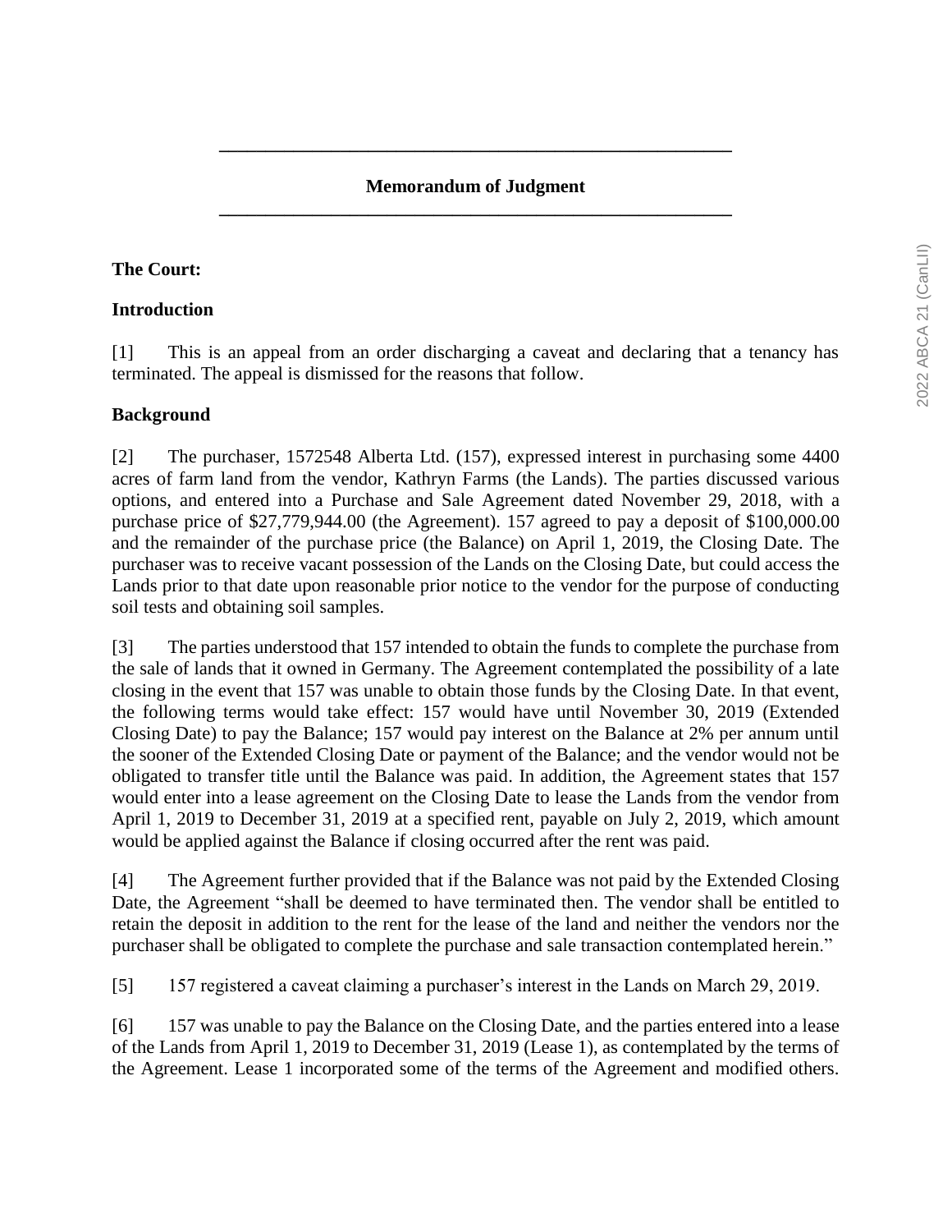## Memorandum of Judgment

**The Court:**

**Introduction**

[1] This is an appeal from an order discharging a caveat and declaring that a tenancy has terminated. The appeal is dismissed for the reasons that follow.

**Background**

[2] The purchaser, 1572548 Alberta Ltd. (157), expressed interest in purchasing some 4400 acres of farm land from the vendor, Kathryn Farms (the Lands). The parties discussed various options, and entered into a Purchase and Sale Agreement dated November 29, 2018, with a purchase price of $27,779,944.00 (the Agreement). 157 agreed to pay a deposit of $100,000.00 and the remainder of the purchase price (the Balance) on April 1, 2019, the Closing Date. The purchaser was to receive vacant possession of the Lands on the Closing Date, but could access the Lands prior to that date upon reasonable prior notice to the vendor for the purpose of conducting soil tests and obtaining soil samples.

[3] The parties understood that 157 intended to obtain the funds to complete the purchase from the sale of lands that it owned in Germany. The Agreement contemplated the possibility of a late closing in the event that 157 was unable to obtain those funds by the Closing Date. In that event, the following terms would take effect: 157 would have until November 30, 2019 (Extended Closing Date) to pay the Balance; 157 would pay interest on the Balance at 2% per annum until the sooner of the Extended Closing Date or payment of the Balance; and the vendor would not be obligated to transfer title until the Balance was paid. In addition, the Agreement states that 157 would enter into a lease agreement on the Closing Date to lease the Lands from the vendor from April 1, 2019 to December 31, 2019 at a specified rent, payable on July 2, 2019, which amount would be applied against the Balance if closing occurred after the rent was paid.

[4] The Agreement further provided that if the Balance was not paid by the Extended Closing Date, the Agreement "shall be deemed to have terminated then. The vendor shall be entitled to retain the deposit in addition to the rent for the lease of the land and neither the vendors nor the purchaser shall be obligated to complete the purchase and sale transaction contemplated herein."

[5] 157 registered a caveat claiming a purchaser's interest in the Lands on March 29, 2019.

[6] 157 was unable to pay the Balance on the Closing Date, and the parties entered into a lease of the Lands from April 1, 2019 to December 31, 2019 (Lease 1), as contemplated by the terms of the Agreement. Lease 1 incorporated some of the terms of the Agreement and modified others.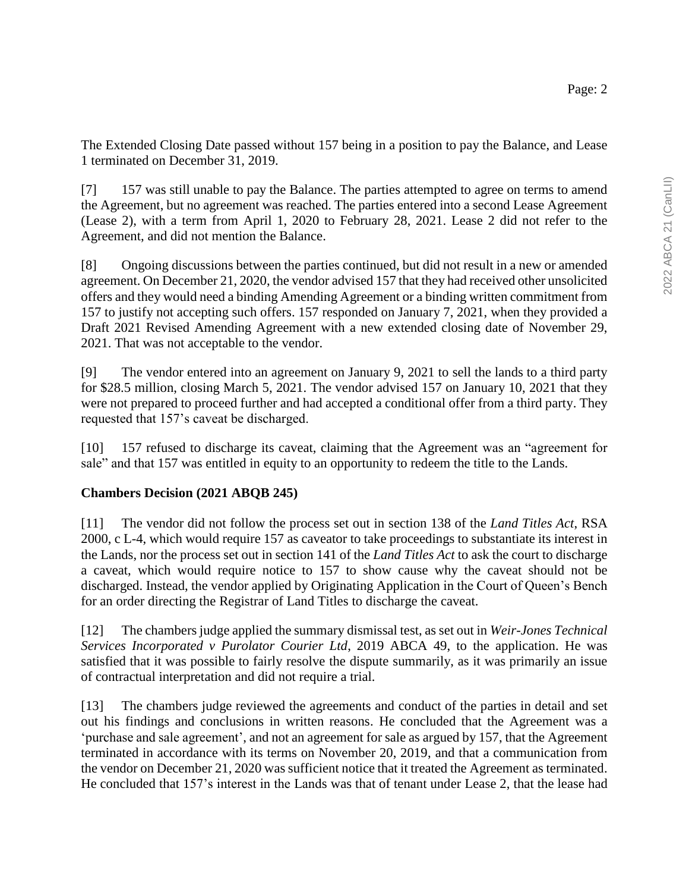The Extended Closing Date passed without 157 being in a position to pay the Balance, and Lease 1 terminated on December 31, 2019.

[7] 157 was still unable to pay the Balance. The parties attempted to agree on terms to amend the Agreement, but no agreement was reached. The parties entered into a second Lease Agreement (Lease 2), with a term from April 1, 2020 to February 28, 2021. Lease 2 did not refer to the Agreement, and did not mention the Balance.

[8] Ongoing discussions between the parties continued, but did not result in a new or amended agreement. On December 21, 2020, the vendor advised 157 that they had received other unsolicited offers and they would need a binding Amending Agreement or a binding written commitment from 157 to justify not accepting such offers. 157 responded on January 7, 2021, when they provided a Draft 2021 Revised Amending Agreement with a new extended closing date of November 29, 2021. That was not acceptable to the vendor.

[9] The vendor entered into an agreement on January 9, 2021 to sell the lands to a third party for $28.5 million, closing March 5, 2021. The vendor advised 157 on January 10, 2021 that they were not prepared to proceed further and had accepted a conditional offer from a third party. They requested that 157's caveat be discharged.

[10] 157 refused to discharge its caveat, claiming that the Agreement was an "agreement for sale" and that 157 was entitled in equity to an opportunity to redeem the title to the Lands.

**Chambers Decision (2021 ABQB 245)**

[11] The vendor did not follow the process set out in section 138 of the *Land Titles Act*, RSA 2000, c L-4, which would require 157 as caveator to take proceedings to substantiate its interest in the Lands, nor the process set out in section 141 of the *Land Titles Act* to ask the court to discharge a caveat, which would require notice to 157 to show cause why the caveat should not be discharged. Instead, the vendor applied by Originating Application in the Court of Queen's Bench for an order directing the Registrar of Land Titles to discharge the caveat.

[12] The chambers judge applied the summary dismissal test, as set out in *Weir-Jones Technical Services Incorporated v Purolator Courier Ltd*, 2019 ABCA 49, to the application. He was satisfied that it was possible to fairly resolve the dispute summarily, as it was primarily an issue of contractual interpretation and did not require a trial.

[13] The chambers judge reviewed the agreements and conduct of the parties in detail and set out his findings and conclusions in written reasons. He concluded that the Agreement was a 'purchase and sale agreement', and not an agreement for sale as argued by 157, that the Agreement terminated in accordance with its terms on November 20, 2019, and that a communication from the vendor on December 21, 2020 was sufficient notice that it treated the Agreement as terminated. He concluded that 157's interest in the Lands was that of tenant under Lease 2, that the lease had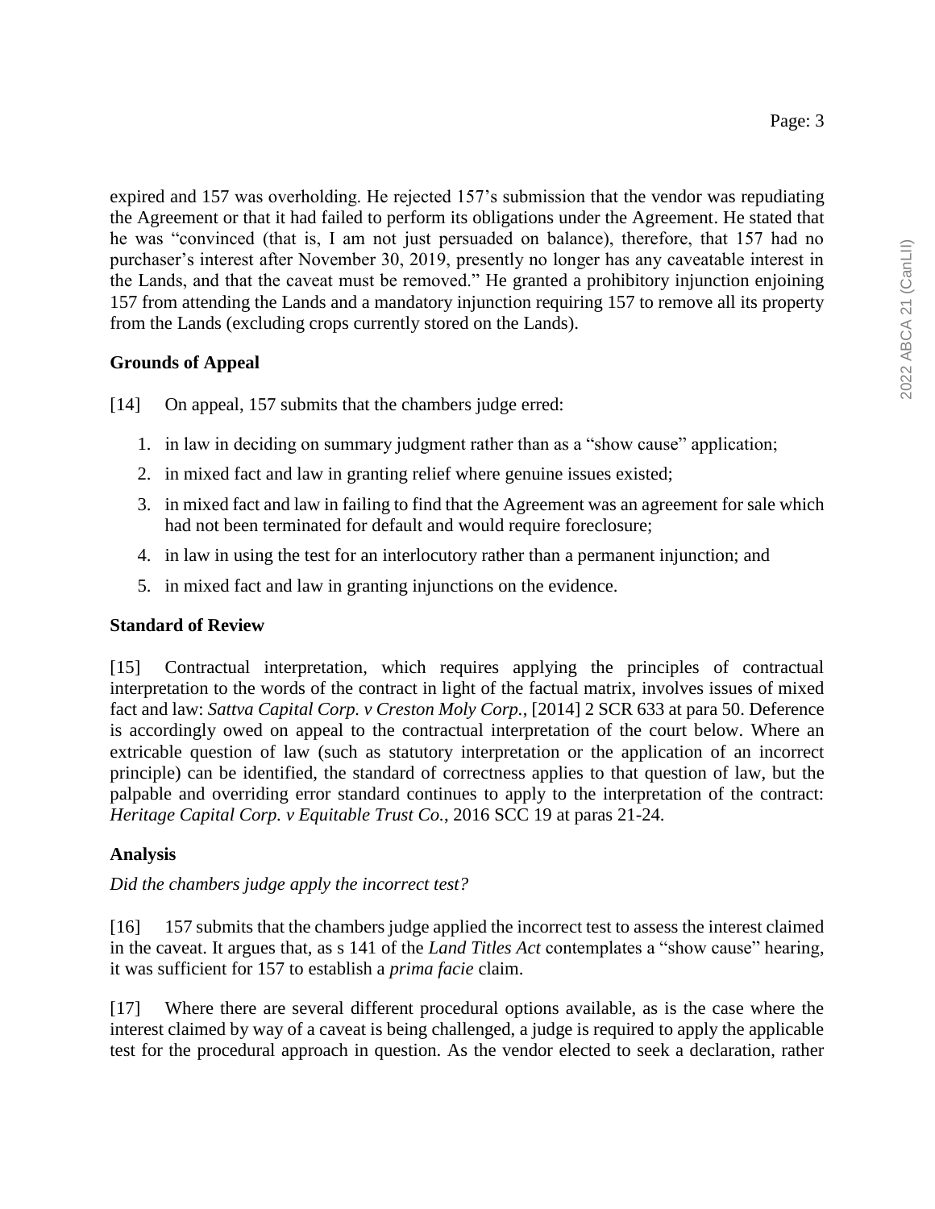expired and 157 was overholding. He rejected 157's submission that the vendor was repudiating the Agreement or that it had failed to perform its obligations under the Agreement. He stated that he was "convinced (that is, I am not just persuaded on balance), therefore, that 157 had no purchaser's interest after November 30, 2019, presently no longer has any caveatable interest in the Lands, and that the caveat must be removed." He granted a prohibitory injunction enjoining 157 from attending the Lands and a mandatory injunction requiring 157 to remove all its property from the Lands (excluding crops currently stored on the Lands).

## Grounds of Appeal

[14] On appeal, 157 submits that the chambers judge erred:

1. in law in deciding on summary judgment rather than as a "show cause" application;
2. in mixed fact and law in granting relief where genuine issues existed;
3. in mixed fact and law in failing to find that the Agreement was an agreement for sale which had not been terminated for default and would require foreclosure;
4. in law in using the test for an interlocutory rather than a permanent injunction; and
5. in mixed fact and law in granting injunctions on the evidence.

## Standard of Review

[15] Contractual interpretation, which requires applying the principles of contractual interpretation to the words of the contract in light of the factual matrix, involves issues of mixed fact and law: *Sattva Capital Corp. v Creston Moly Corp.*, [2014] 2 SCR 633 at para 50. Deference is accordingly owed on appeal to the contractual interpretation of the court below. Where an extricable question of law (such as statutory interpretation or the application of an incorrect principle) can be identified, the standard of correctness applies to that question of law, but the palpable and overriding error standard continues to apply to the interpretation of the contract: *Heritage Capital Corp. v Equitable Trust Co.*, 2016 SCC 19 at paras 21-24.

## Analysis

*Did the chambers judge apply the incorrect test?*

[16] 157 submits that the chambers judge applied the incorrect test to assess the interest claimed in the caveat. It argues that, as s 141 of the *Land Titles Act* contemplates a "show cause" hearing, it was sufficient for 157 to establish a *prima facie* claim.

[17] Where there are several different procedural options available, as is the case where the interest claimed by way of a caveat is being challenged, a judge is required to apply the applicable test for the procedural approach in question. As the vendor elected to seek a declaration, rather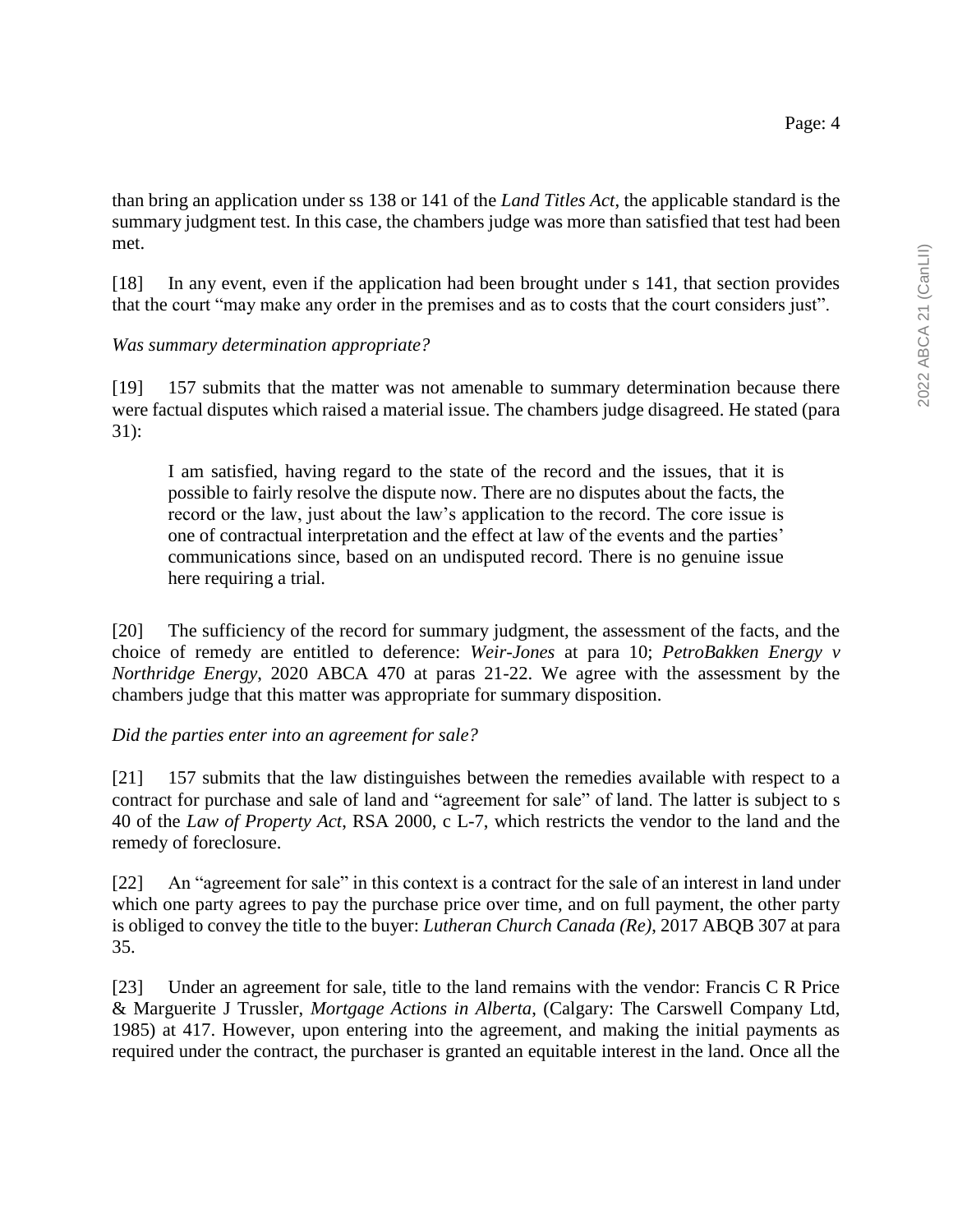than bring an application under ss 138 or 141 of the *Land Titles Act*, the applicable standard is the summary judgment test. In this case, the chambers judge was more than satisfied that test had been met.

[18] In any event, even if the application had been brought under s 141, that section provides that the court "may make any order in the premises and as to costs that the court considers just".

*Was summary determination appropriate?*

[19] 157 submits that the matter was not amenable to summary determination because there were factual disputes which raised a material issue. The chambers judge disagreed. He stated (para 31):

> I am satisfied, having regard to the state of the record and the issues, that it is possible to fairly resolve the dispute now. There are no disputes about the facts, the record or the law, just about the law's application to the record. The core issue is one of contractual interpretation and the effect at law of the events and the parties' communications since, based on an undisputed record. There is no genuine issue here requiring a trial.

[20] The sufficiency of the record for summary judgment, the assessment of the facts, and the choice of remedy are entitled to deference: *Weir-Jones* at para 10; *PetroBakken Energy v Northridge Energy*, 2020 ABCA 470 at paras 21-22. We agree with the assessment by the chambers judge that this matter was appropriate for summary disposition.

*Did the parties enter into an agreement for sale?*

[21] 157 submits that the law distinguishes between the remedies available with respect to a contract for purchase and sale of land and "agreement for sale" of land. The latter is subject to s 40 of the *Law of Property Act*, RSA 2000, c L-7, which restricts the vendor to the land and the remedy of foreclosure.

[22] An "agreement for sale" in this context is a contract for the sale of an interest in land under which one party agrees to pay the purchase price over time, and on full payment, the other party is obliged to convey the title to the buyer: *Lutheran Church Canada (Re)*, 2017 ABQB 307 at para 35.

[23] Under an agreement for sale, title to the land remains with the vendor: Francis C R Price & Marguerite J Trussler, *Mortgage Actions in Alberta*, (Calgary: The Carswell Company Ltd, 1985) at 417. However, upon entering into the agreement, and making the initial payments as required under the contract, the purchaser is granted an equitable interest in the land. Once all the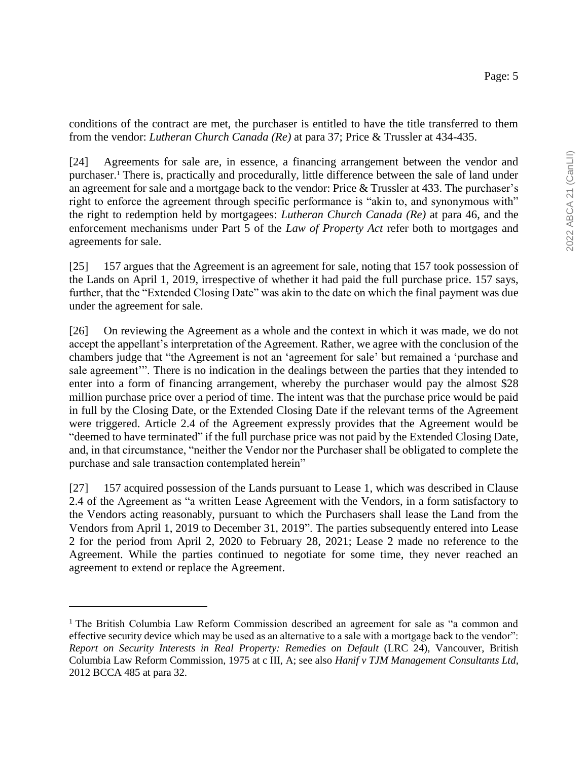conditions of the contract are met, the purchaser is entitled to have the title transferred to them from the vendor: *Lutheran Church Canada (Re)* at para 37; Price & Trussler at 434-435.

[24] Agreements for sale are, in essence, a financing arrangement between the vendor and purchaser.[1] There is, practically and procedurally, little difference between the sale of land under an agreement for sale and a mortgage back to the vendor: Price & Trussler at 433. The purchaser's right to enforce the agreement through specific performance is "akin to, and synonymous with" the right to redemption held by mortgagees: *Lutheran Church Canada (Re)* at para 46, and the enforcement mechanisms under Part 5 of the *Law of Property Act* refer both to mortgages and agreements for sale.

[25] 157 argues that the Agreement is an agreement for sale, noting that 157 took possession of the Lands on April 1, 2019, irrespective of whether it had paid the full purchase price. 157 says, further, that the "Extended Closing Date" was akin to the date on which the final payment was due under the agreement for sale.

[26] On reviewing the Agreement as a whole and the context in which it was made, we do not accept the appellant's interpretation of the Agreement. Rather, we agree with the conclusion of the chambers judge that "the Agreement is not an 'agreement for sale' but remained a 'purchase and sale agreement'". There is no indication in the dealings between the parties that they intended to enter into a form of financing arrangement, whereby the purchaser would pay the almost $28 million purchase price over a period of time. The intent was that the purchase price would be paid in full by the Closing Date, or the Extended Closing Date if the relevant terms of the Agreement were triggered. Article 2.4 of the Agreement expressly provides that the Agreement would be "deemed to have terminated" if the full purchase price was not paid by the Extended Closing Date, and, in that circumstance, "neither the Vendor nor the Purchaser shall be obligated to complete the purchase and sale transaction contemplated herein"

[27] 157 acquired possession of the Lands pursuant to Lease 1, which was described in Clause 2.4 of the Agreement as "a written Lease Agreement with the Vendors, in a form satisfactory to the Vendors acting reasonably, pursuant to which the Purchasers shall lease the Land from the Vendors from April 1, 2019 to December 31, 2019". The parties subsequently entered into Lease 2 for the period from April 2, 2020 to February 28, 2021; Lease 2 made no reference to the Agreement. While the parties continued to negotiate for some time, they never reached an agreement to extend or replace the Agreement.

---

[1] The British Columbia Law Reform Commission described an agreement for sale as "a common and effective security device which may be used as an alternative to a sale with a mortgage back to the vendor": *Report on Security Interests in Real Property: Remedies on Default* (LRC 24), Vancouver, British Columbia Law Reform Commission, 1975 at c III, A; see also *Hanif v TJM Management Consultants Ltd*, 2012 BCCA 485 at para 32.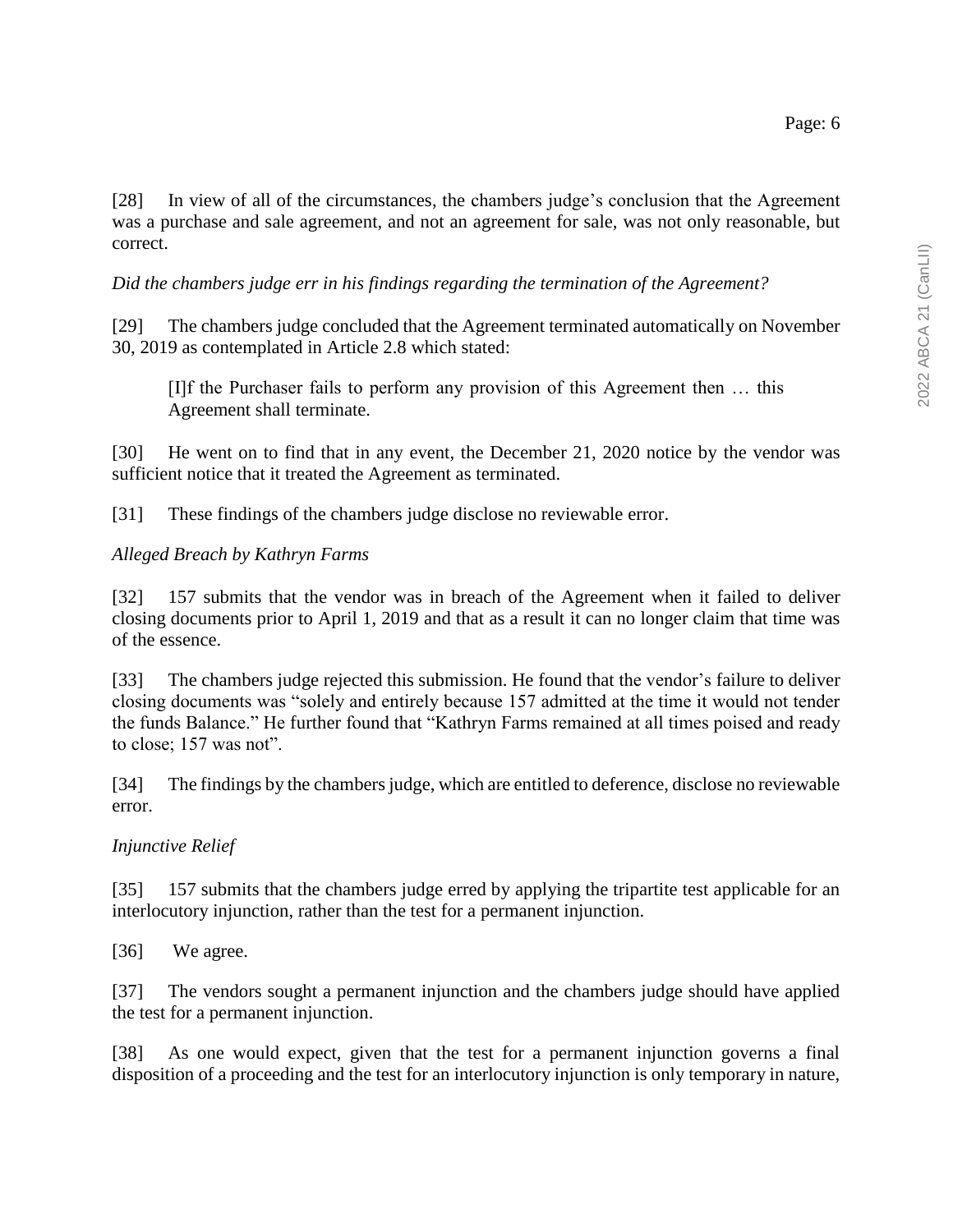[28] In view of all of the circumstances, the chambers judge's conclusion that the Agreement was a purchase and sale agreement, and not an agreement for sale, was not only reasonable, but correct.

*Did the chambers judge err in his findings regarding the termination of the Agreement?*

[29] The chambers judge concluded that the Agreement terminated automatically on November 30, 2019 as contemplated in Article 2.8 which stated:

> [I]f the Purchaser fails to perform any provision of this Agreement then … this Agreement shall terminate.

[30] He went on to find that in any event, the December 21, 2020 notice by the vendor was sufficient notice that it treated the Agreement as terminated.

[31] These findings of the chambers judge disclose no reviewable error.

*Alleged Breach by Kathryn Farms*

[32] 157 submits that the vendor was in breach of the Agreement when it failed to deliver closing documents prior to April 1, 2019 and that as a result it can no longer claim that time was of the essence.

[33] The chambers judge rejected this submission. He found that the vendor's failure to deliver closing documents was "solely and entirely because 157 admitted at the time it would not tender the funds Balance." He further found that "Kathryn Farms remained at all times poised and ready to close; 157 was not".

[34] The findings by the chambers judge, which are entitled to deference, disclose no reviewable error.

*Injunctive Relief*

[35] 157 submits that the chambers judge erred by applying the tripartite test applicable for an interlocutory injunction, rather than the test for a permanent injunction.

[36] We agree.

[37] The vendors sought a permanent injunction and the chambers judge should have applied the test for a permanent injunction.

[38] As one would expect, given that the test for a permanent injunction governs a final disposition of a proceeding and the test for an interlocutory injunction is only temporary in nature,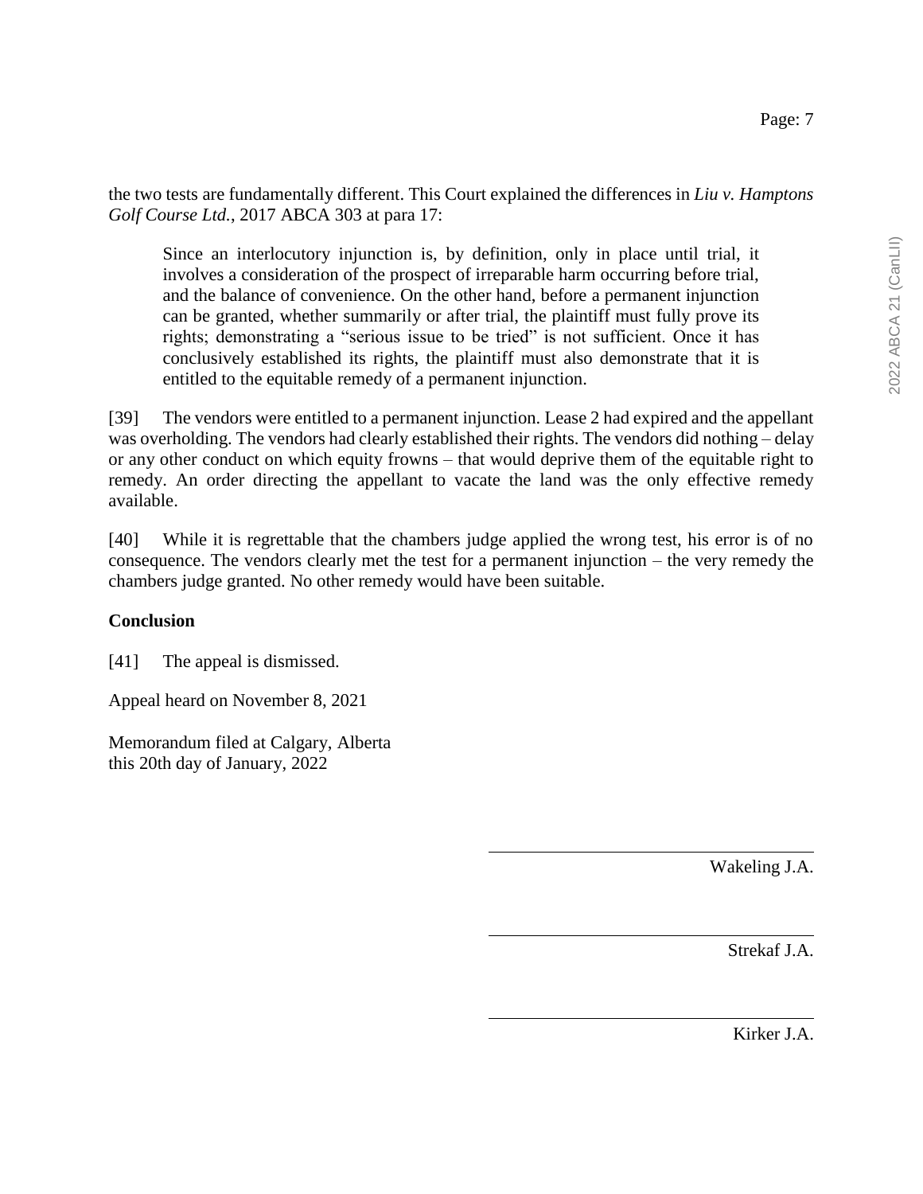the two tests are fundamentally different. This Court explained the differences in *Liu v. Hamptons Golf Course Ltd.*, 2017 ABCA 303 at para 17:

> Since an interlocutory injunction is, by definition, only in place until trial, it involves a consideration of the prospect of irreparable harm occurring before trial, and the balance of convenience. On the other hand, before a permanent injunction can be granted, whether summarily or after trial, the plaintiff must fully prove its rights; demonstrating a "serious issue to be tried" is not sufficient. Once it has conclusively established its rights, the plaintiff must also demonstrate that it is entitled to the equitable remedy of a permanent injunction.

[39] The vendors were entitled to a permanent injunction. Lease 2 had expired and the appellant was overholding. The vendors had clearly established their rights. The vendors did nothing – delay or any other conduct on which equity frowns – that would deprive them of the equitable right to remedy. An order directing the appellant to vacate the land was the only effective remedy available.

[40] While it is regrettable that the chambers judge applied the wrong test, his error is of no consequence. The vendors clearly met the test for a permanent injunction – the very remedy the chambers judge granted. No other remedy would have been suitable.

**Conclusion**

[41] The appeal is dismissed.

Appeal heard on November 8, 2021

Memorandum filed at Calgary, Alberta
this 20th day of January, 2022

Wakeling J.A.

Strekaf J.A.

Kirker J.A.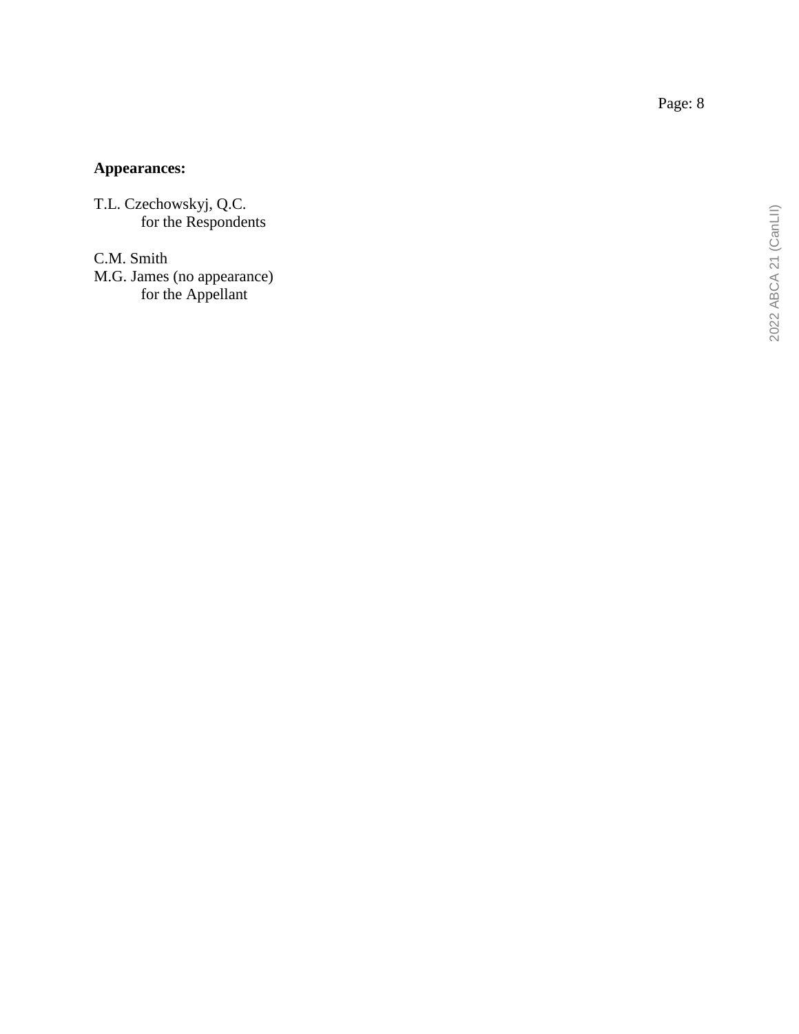**Appearances:**

T.L. Czechowskyj, Q.C.
for the Respondents

C.M. Smith
M.G. James (no appearance)
for the Appellant